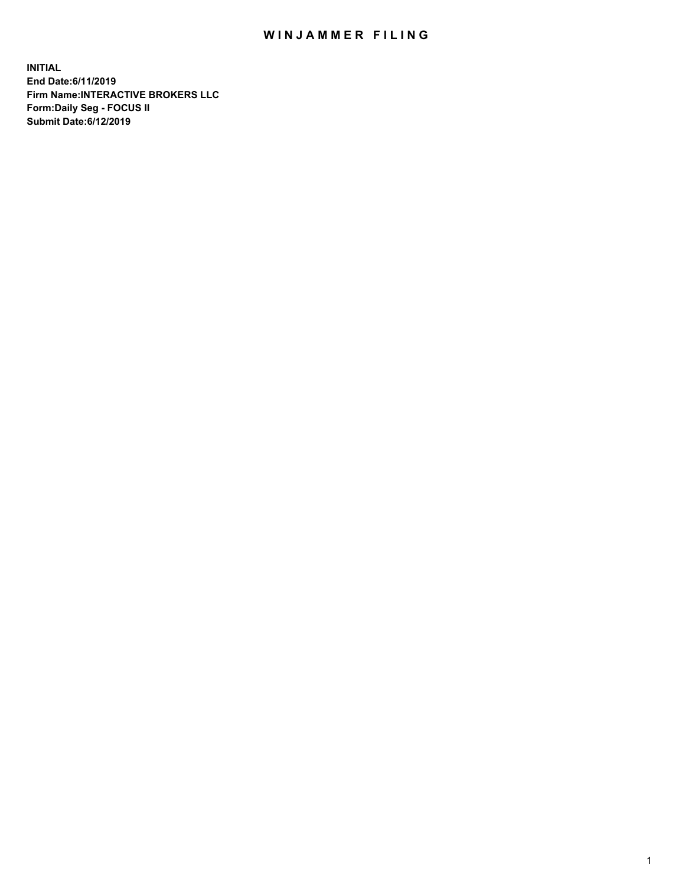# WINJAMMER FILING

**INITIAL**
**End Date:6/11/2019**
**Firm Name:INTERACTIVE BROKERS LLC**
**Form:Daily Seg - FOCUS II**
**Submit Date:6/12/2019**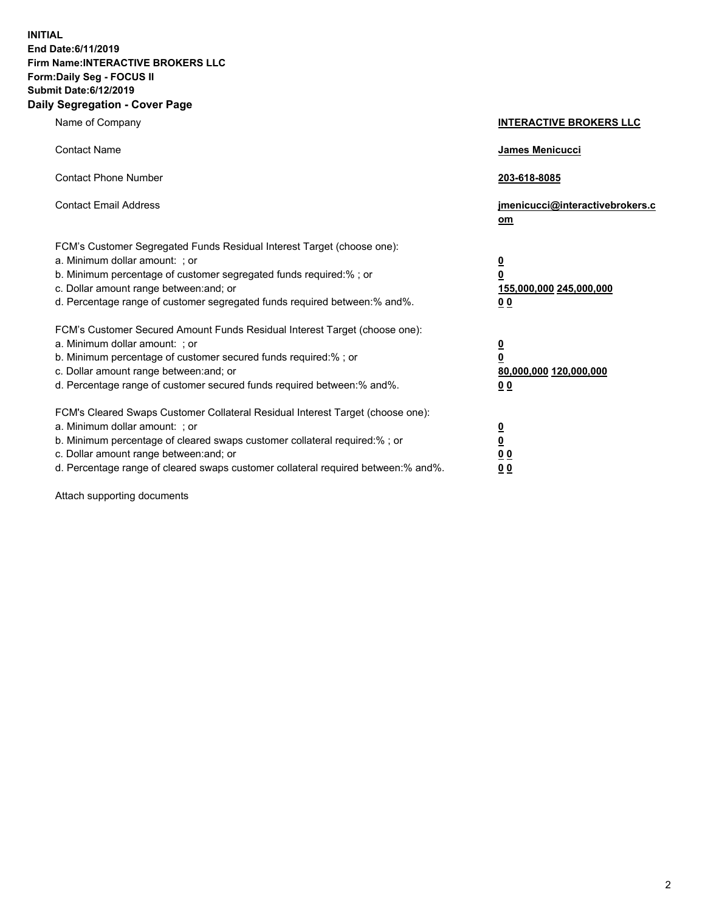**INITIAL**
**End Date:6/11/2019**
**Firm Name:INTERACTIVE BROKERS LLC**
**Form:Daily Seg - FOCUS II**
**Submit Date:6/12/2019**
**Daily Segregation - Cover Page**

| | |
|---|---|
| Name of Company | **INTERACTIVE BROKERS LLC** |
| Contact Name | **James Menicucci** |
| Contact Phone Number | **203-618-8085** |
| Contact Email Address | **jmenicucci@interactivebrokers.com** |
| FCM's Customer Segregated Funds Residual Interest Target (choose one): | |
| a. Minimum dollar amount: ; or | **0** |
| b. Minimum percentage of customer segregated funds required:% ; or | **0** |
| c. Dollar amount range between:and; or | **155,000,000 245,000,000** |
| d. Percentage range of customer segregated funds required between:% and%. | **0 0** |
| FCM's Customer Secured Amount Funds Residual Interest Target (choose one): | |
| a. Minimum dollar amount: ; or | **0** |
| b. Minimum percentage of customer secured funds required:% ; or | **0** |
| c. Dollar amount range between:and; or | **80,000,000 120,000,000** |
| d. Percentage range of customer secured funds required between:% and%. | **0 0** |
| FCM's Cleared Swaps Customer Collateral Residual Interest Target (choose one): | |
| a. Minimum dollar amount: ; or | **0** |
| b. Minimum percentage of cleared swaps customer collateral required:% ; or | **0** |
| c. Dollar amount range between:and; or | **0 0** |
| d. Percentage range of cleared swaps customer collateral required between:% and%. | **0 0** |

Attach supporting documents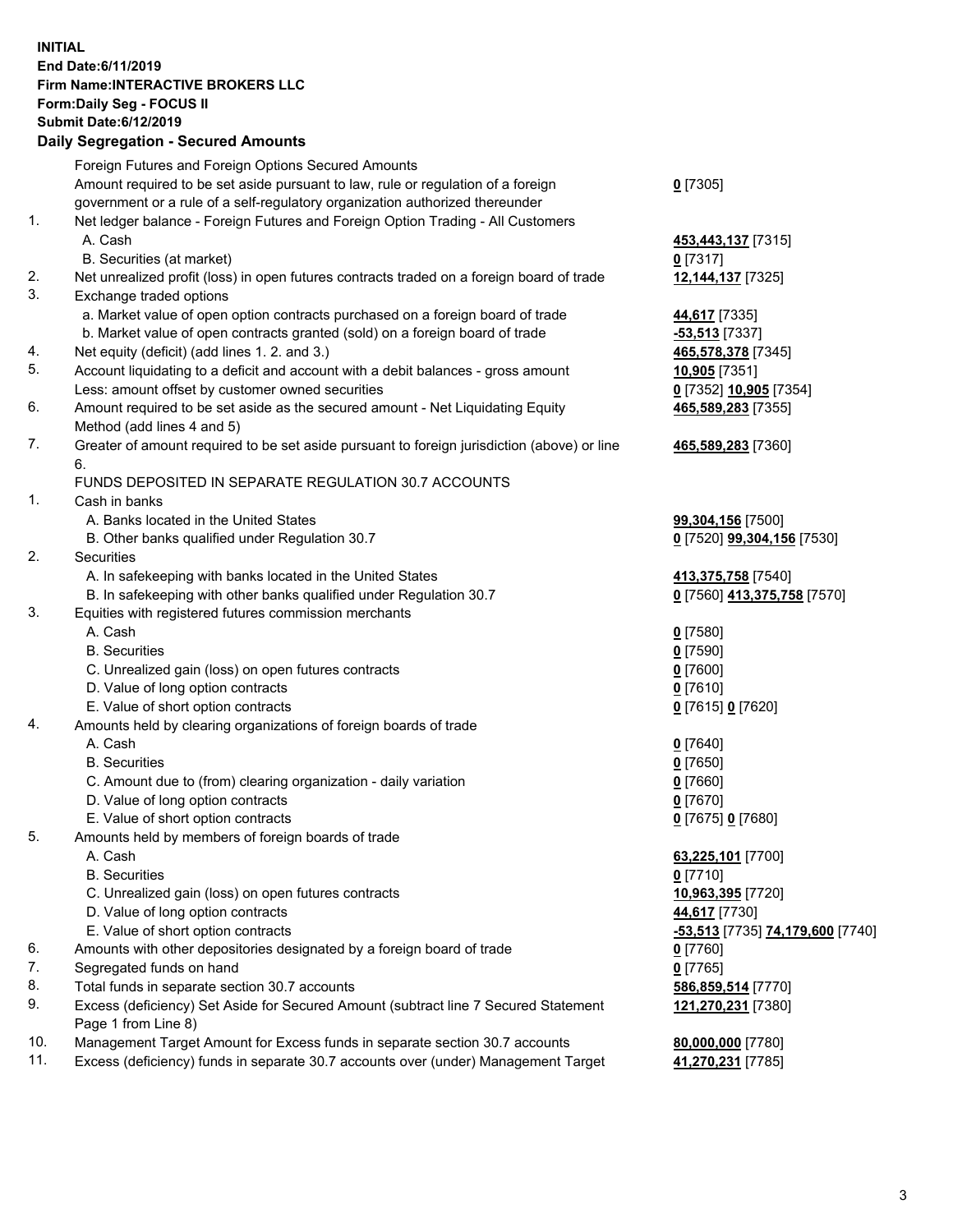**INITIAL**
**End Date:6/11/2019**
**Firm Name:INTERACTIVE BROKERS LLC**
**Form:Daily Seg - FOCUS II**
**Submit Date:6/12/2019**

## Daily Segregation - Secured Amounts

| | | |
|---|---|---|
| | Foreign Futures and Foreign Options Secured Amounts | |
| | Amount required to be set aside pursuant to law, rule or regulation of a foreign government or a rule of a self-regulatory organization authorized thereunder | **0** [7305] |
| 1. | Net ledger balance - Foreign Futures and Foreign Option Trading - All Customers | |
| | A. Cash | **453,443,137** [7315] |
| | B. Securities (at market) | **0** [7317] |
| 2. | Net unrealized profit (loss) in open futures contracts traded on a foreign board of trade | **12,144,137** [7325] |
| 3. | Exchange traded options | |
| | a. Market value of open option contracts purchased on a foreign board of trade | **44,617** [7335] |
| | b. Market value of open contracts granted (sold) on a foreign board of trade | **-53,513** [7337] |
| 4. | Net equity (deficit) (add lines 1. 2. and 3.) | **465,578,378** [7345] |
| 5. | Account liquidating to a deficit and account with a debit balances - gross amount | **10,905** [7351] |
| | Less: amount offset by customer owned securities | **0** [7352] **10,905** [7354] |
| 6. | Amount required to be set aside as the secured amount - Net Liquidating Equity Method (add lines 4 and 5) | **465,589,283** [7355] |
| 7. | Greater of amount required to be set aside pursuant to foreign jurisdiction (above) or line 6. | **465,589,283** [7360] |
| | FUNDS DEPOSITED IN SEPARATE REGULATION 30.7 ACCOUNTS | |
| 1. | Cash in banks | |
| | A. Banks located in the United States | **99,304,156** [7500] |
| | B. Other banks qualified under Regulation 30.7 | **0** [7520] **99,304,156** [7530] |
| 2. | Securities | |
| | A. In safekeeping with banks located in the United States | **413,375,758** [7540] |
| | B. In safekeeping with other banks qualified under Regulation 30.7 | **0** [7560] **413,375,758** [7570] |
| 3. | Equities with registered futures commission merchants | |
| | A. Cash | **0** [7580] |
| | B. Securities | **0** [7590] |
| | C. Unrealized gain (loss) on open futures contracts | **0** [7600] |
| | D. Value of long option contracts | **0** [7610] |
| | E. Value of short option contracts | **0** [7615] **0** [7620] |
| 4. | Amounts held by clearing organizations of foreign boards of trade | |
| | A. Cash | **0** [7640] |
| | B. Securities | **0** [7650] |
| | C. Amount due to (from) clearing organization - daily variation | **0** [7660] |
| | D. Value of long option contracts | **0** [7670] |
| | E. Value of short option contracts | **0** [7675] **0** [7680] |
| 5. | Amounts held by members of foreign boards of trade | |
| | A. Cash | **63,225,101** [7700] |
| | B. Securities | **0** [7710] |
| | C. Unrealized gain (loss) on open futures contracts | **10,963,395** [7720] |
| | D. Value of long option contracts | **44,617** [7730] |
| | E. Value of short option contracts | **-53,513** [7735] **74,179,600** [7740] |
| 6. | Amounts with other depositories designated by a foreign board of trade | **0** [7760] |
| 7. | Segregated funds on hand | **0** [7765] |
| 8. | Total funds in separate section 30.7 accounts | **586,859,514** [7770] |
| 9. | Excess (deficiency) Set Aside for Secured Amount (subtract line 7 Secured Statement Page 1 from Line 8) | **121,270,231** [7380] |
| 10. | Management Target Amount for Excess funds in separate section 30.7 accounts | **80,000,000** [7780] |
| 11. | Excess (deficiency) funds in separate 30.7 accounts over (under) Management Target | **41,270,231** [7785] |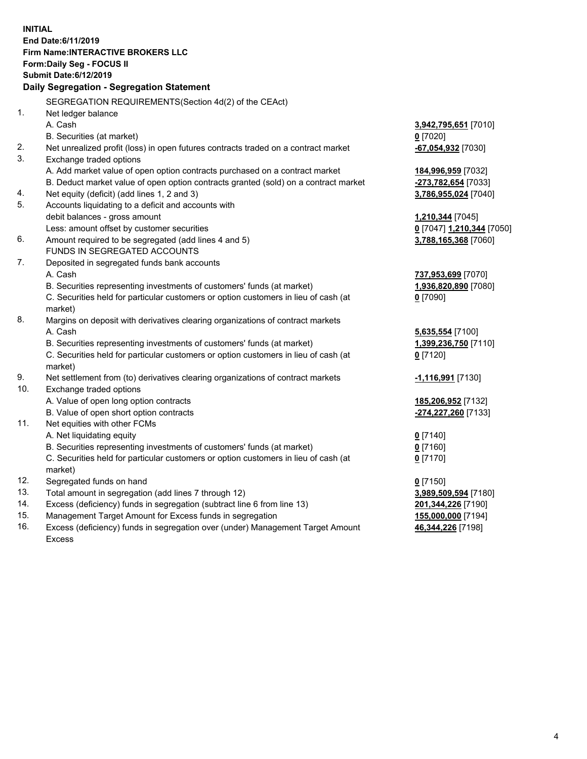**INITIAL**
**End Date:6/11/2019**
**Firm Name:INTERACTIVE BROKERS LLC**
**Form:Daily Seg - FOCUS II**
**Submit Date:6/12/2019**

## Daily Segregation - Segregation Statement

SEGREGATION REQUIREMENTS(Section 4d(2) of the CEAct)

| | | |
|---|---|---|
| 1. | Net ledger balance | |
| | A. Cash | **3,942,795,651** [7010] |
| | B. Securities (at market) | **0** [7020] |
| 2. | Net unrealized profit (loss) in open futures contracts traded on a contract market | **-67,054,932** [7030] |
| 3. | Exchange traded options | |
| | A. Add market value of open option contracts purchased on a contract market | **184,996,959** [7032] |
| | B. Deduct market value of open option contracts granted (sold) on a contract market | **-273,782,654** [7033] |
| 4. | Net equity (deficit) (add lines 1, 2 and 3) | **3,786,955,024** [7040] |
| 5. | Accounts liquidating to a deficit and accounts with debit balances - gross amount | **1,210,344** [7045] |
| | Less: amount offset by customer securities | **0** [7047] **1,210,344** [7050] |
| 6. | Amount required to be segregated (add lines 4 and 5) | **3,788,165,368** [7060] |
| | FUNDS IN SEGREGATED ACCOUNTS | |
| 7. | Deposited in segregated funds bank accounts | |
| | A. Cash | **737,953,699** [7070] |
| | B. Securities representing investments of customers' funds (at market) | **1,936,820,890** [7080] |
| | C. Securities held for particular customers or option customers in lieu of cash (at market) | **0** [7090] |
| 8. | Margins on deposit with derivatives clearing organizations of contract markets | |
| | A. Cash | **5,635,554** [7100] |
| | B. Securities representing investments of customers' funds (at market) | **1,399,236,750** [7110] |
| | C. Securities held for particular customers or option customers in lieu of cash (at market) | **0** [7120] |
| 9. | Net settlement from (to) derivatives clearing organizations of contract markets | **-1,116,991** [7130] |
| 10. | Exchange traded options | |
| | A. Value of open long option contracts | **185,206,952** [7132] |
| | B. Value of open short option contracts | **-274,227,260** [7133] |
| 11. | Net equities with other FCMs | |
| | A. Net liquidating equity | **0** [7140] |
| | B. Securities representing investments of customers' funds (at market) | **0** [7160] |
| | C. Securities held for particular customers or option customers in lieu of cash (at market) | **0** [7170] |
| 12. | Segregated funds on hand | **0** [7150] |
| 13. | Total amount in segregation (add lines 7 through 12) | **3,989,509,594** [7180] |
| 14. | Excess (deficiency) funds in segregation (subtract line 6 from line 13) | **201,344,226** [7190] |
| 15. | Management Target Amount for Excess funds in segregation | **155,000,000** [7194] |
| 16. | Excess (deficiency) funds in segregation over (under) Management Target Amount Excess | **46,344,226** [7198] |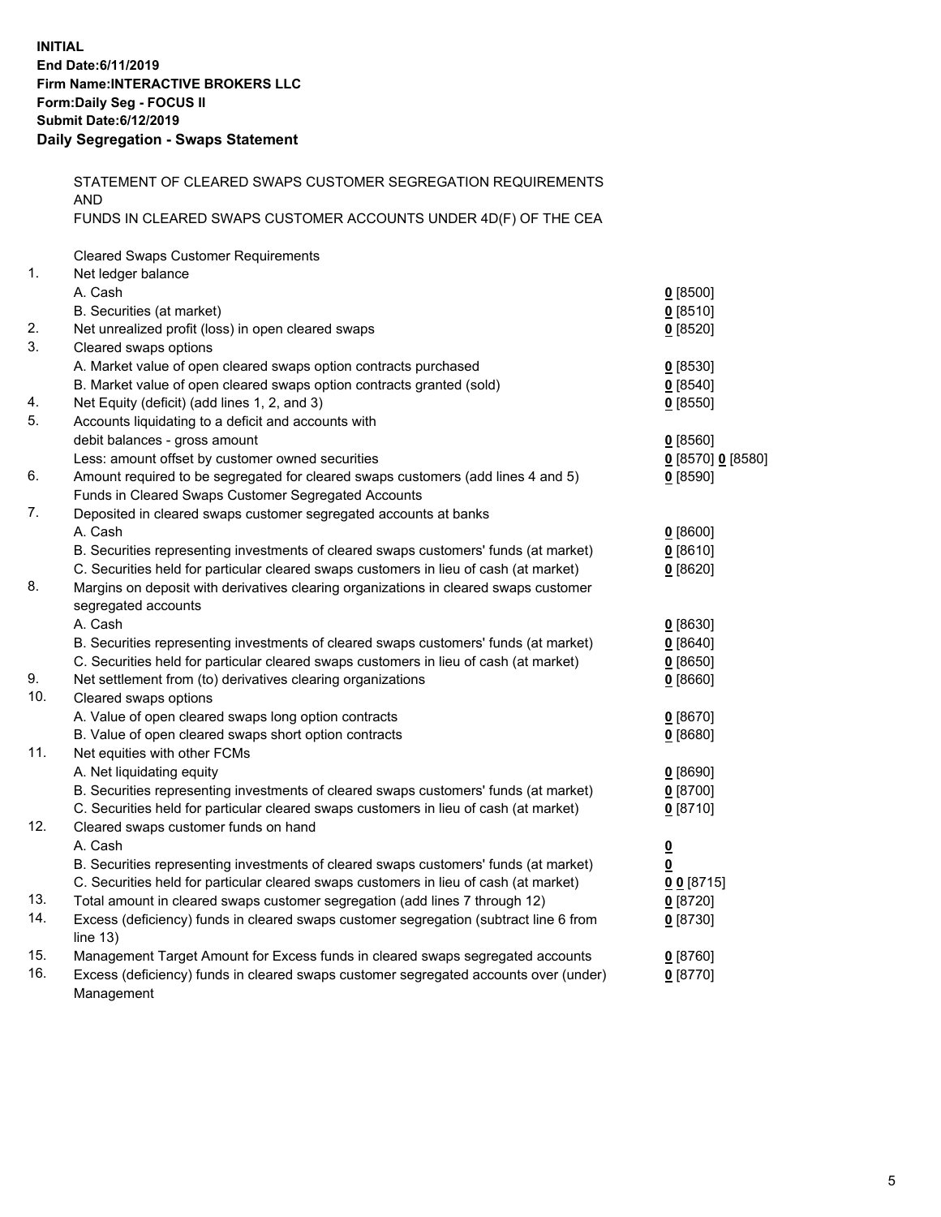**INITIAL**
**End Date:6/11/2019**
**Firm Name:INTERACTIVE BROKERS LLC**
**Form:Daily Seg - FOCUS II**
**Submit Date:6/12/2019**
**Daily Segregation - Swaps Statement**

STATEMENT OF CLEARED SWAPS CUSTOMER SEGREGATION REQUIREMENTS AND FUNDS IN CLEARED SWAPS CUSTOMER ACCOUNTS UNDER 4D(F) OF THE CEA

| | | |
|---|---|---|
| | Cleared Swaps Customer Requirements | |
| 1. | Net ledger balance | |
| | A. Cash | 0 [8500] |
| | B. Securities (at market) | 0 [8510] |
| 2. | Net unrealized profit (loss) in open cleared swaps | 0 [8520] |
| 3. | Cleared swaps options | |
| | A. Market value of open cleared swaps option contracts purchased | 0 [8530] |
| | B. Market value of open cleared swaps option contracts granted (sold) | 0 [8540] |
| 4. | Net Equity (deficit) (add lines 1, 2, and 3) | 0 [8550] |
| 5. | Accounts liquidating to a deficit and accounts with debit balances - gross amount | 0 [8560] |
| | Less: amount offset by customer owned securities | 0 [8570] 0 [8580] |
| 6. | Amount required to be segregated for cleared swaps customers (add lines 4 and 5) | 0 [8590] |
| | Funds in Cleared Swaps Customer Segregated Accounts | |
| 7. | Deposited in cleared swaps customer segregated accounts at banks | |
| | A. Cash | 0 [8600] |
| | B. Securities representing investments of cleared swaps customers' funds (at market) | 0 [8610] |
| | C. Securities held for particular cleared swaps customers in lieu of cash (at market) | 0 [8620] |
| 8. | Margins on deposit with derivatives clearing organizations in cleared swaps customer segregated accounts | |
| | A. Cash | 0 [8630] |
| | B. Securities representing investments of cleared swaps customers' funds (at market) | 0 [8640] |
| | C. Securities held for particular cleared swaps customers in lieu of cash (at market) | 0 [8650] |
| 9. | Net settlement from (to) derivatives clearing organizations | 0 [8660] |
| 10. | Cleared swaps options | |
| | A. Value of open cleared swaps long option contracts | 0 [8670] |
| | B. Value of open cleared swaps short option contracts | 0 [8680] |
| 11. | Net equities with other FCMs | |
| | A. Net liquidating equity | 0 [8690] |
| | B. Securities representing investments of cleared swaps customers' funds (at market) | 0 [8700] |
| | C. Securities held for particular cleared swaps customers in lieu of cash (at market) | 0 [8710] |
| 12. | Cleared swaps customer funds on hand | |
| | A. Cash | 0 |
| | B. Securities representing investments of cleared swaps customers' funds (at market) | 0 |
| | C. Securities held for particular cleared swaps customers in lieu of cash (at market) | 0 0 [8715] |
| 13. | Total amount in cleared swaps customer segregation (add lines 7 through 12) | 0 [8720] |
| 14. | Excess (deficiency) funds in cleared swaps customer segregation (subtract line 6 from line 13) | 0 [8730] |
| 15. | Management Target Amount for Excess funds in cleared swaps segregated accounts | 0 [8760] |
| 16. | Excess (deficiency) funds in cleared swaps customer segregated accounts over (under) Management | 0 [8770] |